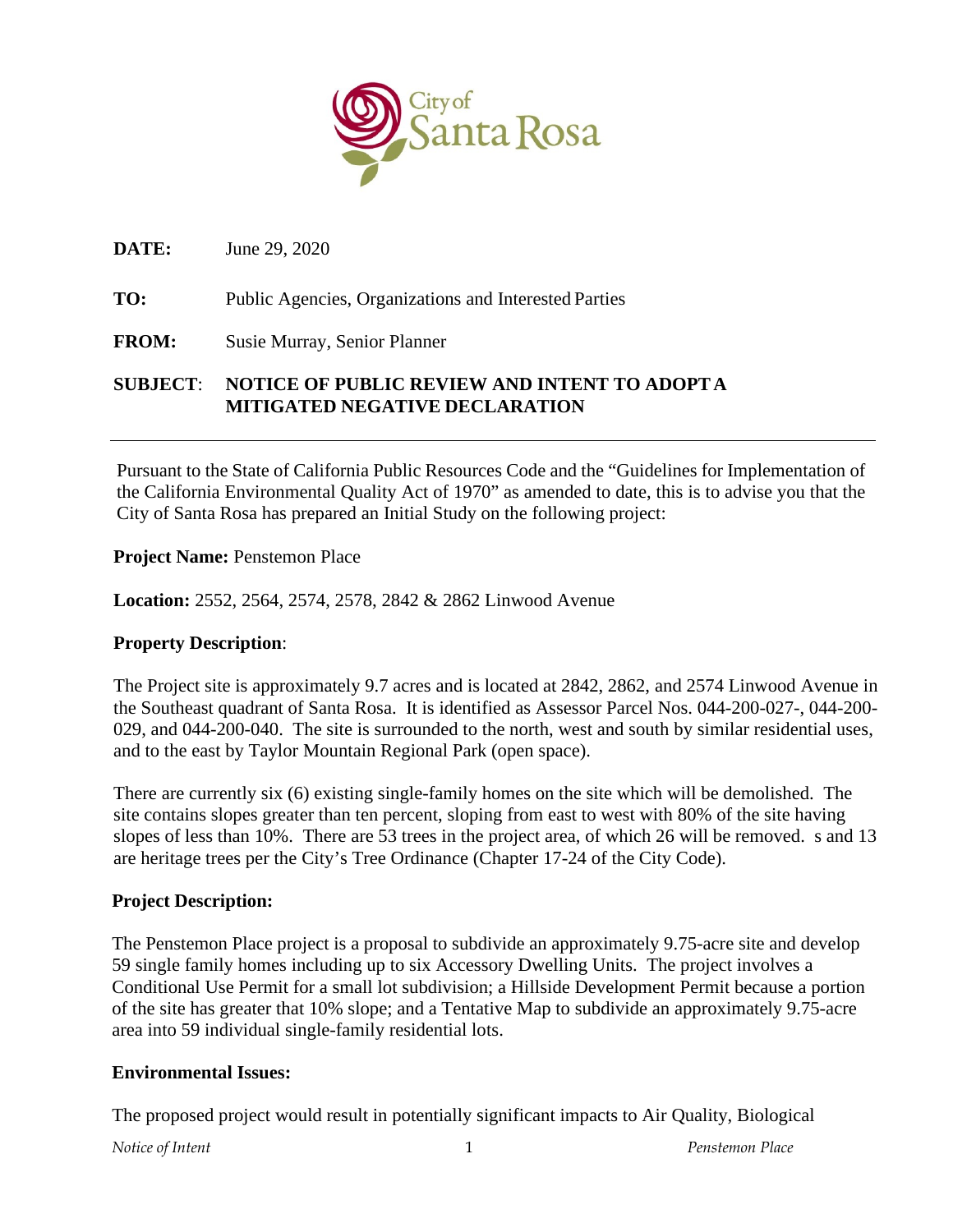City of Santa Rosa

**DATE:** June 29, 2020

**TO:** Public Agencies, Organizations and Interested Parties

**FROM:** Susie Murray, Senior Planner

**SUBJECT: NOTICE OF PUBLIC REVIEW AND INTENT TO ADOPT A MITIGATED NEGATIVE DECLARATION**

---

Pursuant to the State of California Public Resources Code and the "Guidelines for Implementation of the California Environmental Quality Act of 1970" as amended to date, this is to advise you that the City of Santa Rosa has prepared an Initial Study on the following project:

**Project Name:** Penstemon Place

**Location:** 2552, 2564, 2574, 2578, 2842 & 2862 Linwood Avenue

**Property Description**:

The Project site is approximately 9.7 acres and is located at 2842, 2862, and 2574 Linwood Avenue in the Southeast quadrant of Santa Rosa. It is identified as Assessor Parcel Nos. 044-200-027-, 044-200-029, and 044-200-040. The site is surrounded to the north, west and south by similar residential uses, and to the east by Taylor Mountain Regional Park (open space).

There are currently six (6) existing single-family homes on the site which will be demolished. The site contains slopes greater than ten percent, sloping from east to west with 80% of the site having slopes of less than 10%. There are 53 trees in the project area, of which 26 will be removed. s and 13 are heritage trees per the City's Tree Ordinance (Chapter 17-24 of the City Code).

**Project Description:**

The Penstemon Place project is a proposal to subdivide an approximately 9.75-acre site and develop 59 single family homes including up to six Accessory Dwelling Units. The project involves a Conditional Use Permit for a small lot subdivision; a Hillside Development Permit because a portion of the site has greater that 10% slope; and a Tentative Map to subdivide an approximately 9.75-acre area into 59 individual single-family residential lots.

**Environmental Issues:**

The proposed project would result in potentially significant impacts to Air Quality, Biological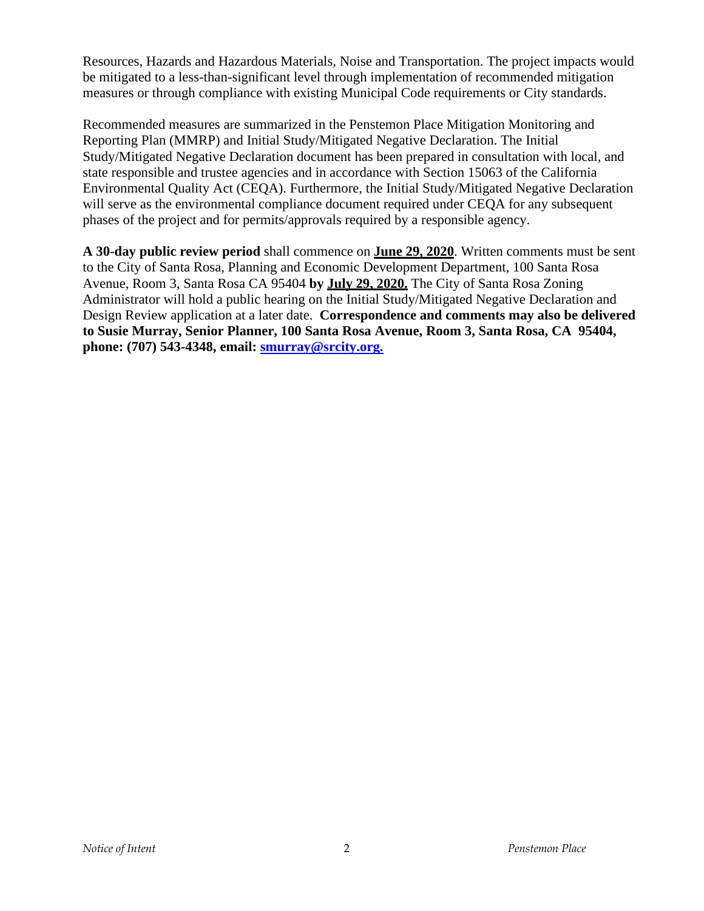Resources, Hazards and Hazardous Materials, Noise and Transportation. The project impacts would be mitigated to a less-than-significant level through implementation of recommended mitigation measures or through compliance with existing Municipal Code requirements or City standards.

Recommended measures are summarized in the Penstemon Place Mitigation Monitoring and Reporting Plan (MMRP) and Initial Study/Mitigated Negative Declaration. The Initial Study/Mitigated Negative Declaration document has been prepared in consultation with local, and state responsible and trustee agencies and in accordance with Section 15063 of the California Environmental Quality Act (CEQA). Furthermore, the Initial Study/Mitigated Negative Declaration will serve as the environmental compliance document required under CEQA for any subsequent phases of the project and for permits/approvals required by a responsible agency.

**A 30-day public review period** shall commence on **June 29, 2020**. Written comments must be sent to the City of Santa Rosa, Planning and Economic Development Department, 100 Santa Rosa Avenue, Room 3, Santa Rosa CA 95404 **by July 29, 2020.** The City of Santa Rosa Zoning Administrator will hold a public hearing on the Initial Study/Mitigated Negative Declaration and Design Review application at a later date. **Correspondence and comments may also be delivered to Susie Murray, Senior Planner, 100 Santa Rosa Avenue, Room 3, Santa Rosa, CA 95404, phone: (707) 543-4348, email: smurray@srcity.org.**